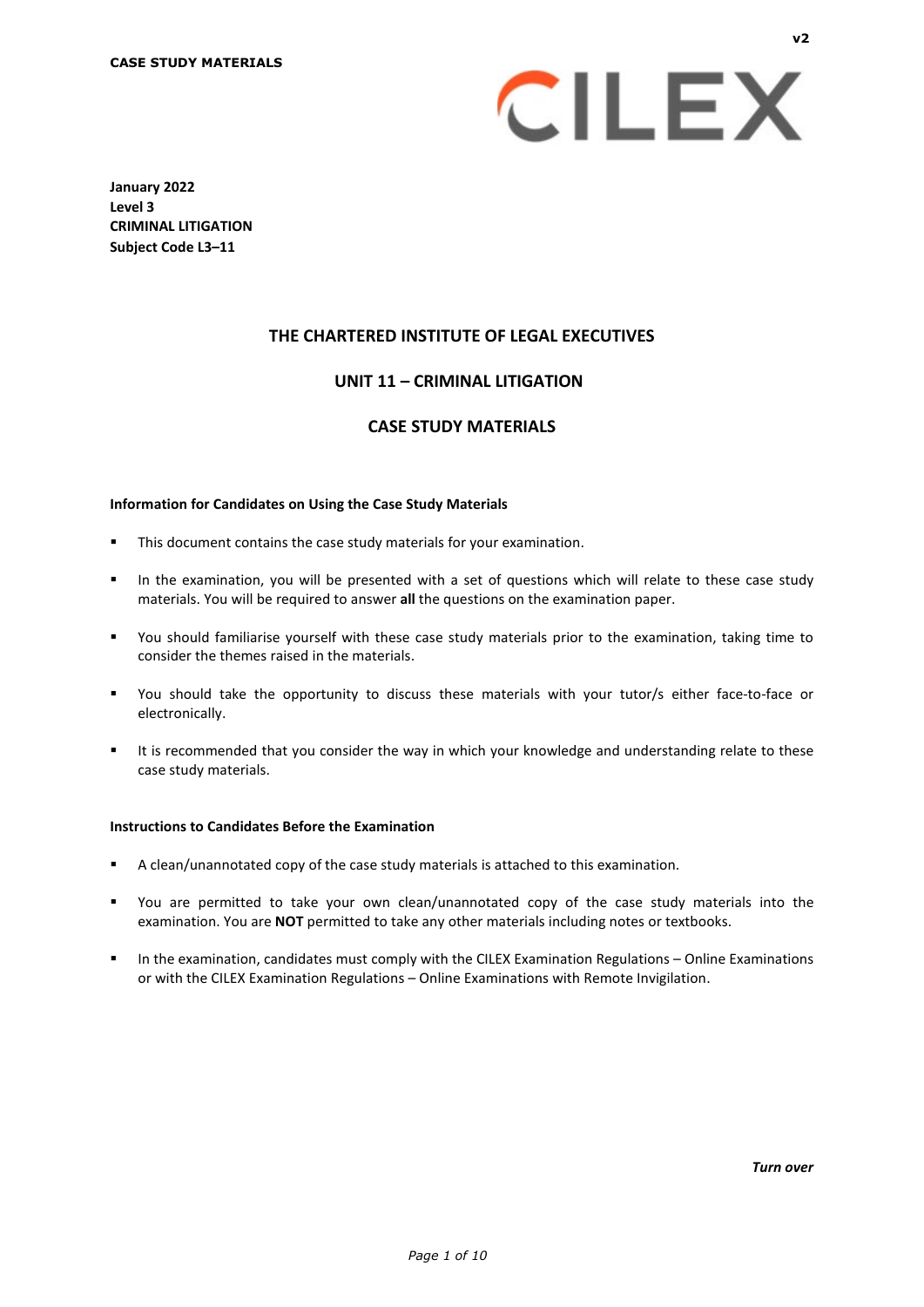**CASE STUDY MATERIALS**

**January 2022**
**Level 3**
**CRIMINAL LITIGATION**
**Subject Code L3–11**

# THE CHARTERED INSTITUTE OF LEGAL EXECUTIVES

## UNIT 11 – CRIMINAL LITIGATION

## CASE STUDY MATERIALS

**Information for Candidates on Using the Case Study Materials**

- This document contains the case study materials for your examination.
- In the examination, you will be presented with a set of questions which will relate to these case study materials. You will be required to answer **all** the questions on the examination paper.
- You should familiarise yourself with these case study materials prior to the examination, taking time to consider the themes raised in the materials.
- You should take the opportunity to discuss these materials with your tutor/s either face-to-face or electronically.
- It is recommended that you consider the way in which your knowledge and understanding relate to these case study materials.

**Instructions to Candidates Before the Examination**

- A clean/unannotated copy of the case study materials is attached to this examination.
- You are permitted to take your own clean/unannotated copy of the case study materials into the examination. You are **NOT** permitted to take any other materials including notes or textbooks.
- In the examination, candidates must comply with the CILEX Examination Regulations – Online Examinations or with the CILEX Examination Regulations – Online Examinations with Remote Invigilation.

*Turn over*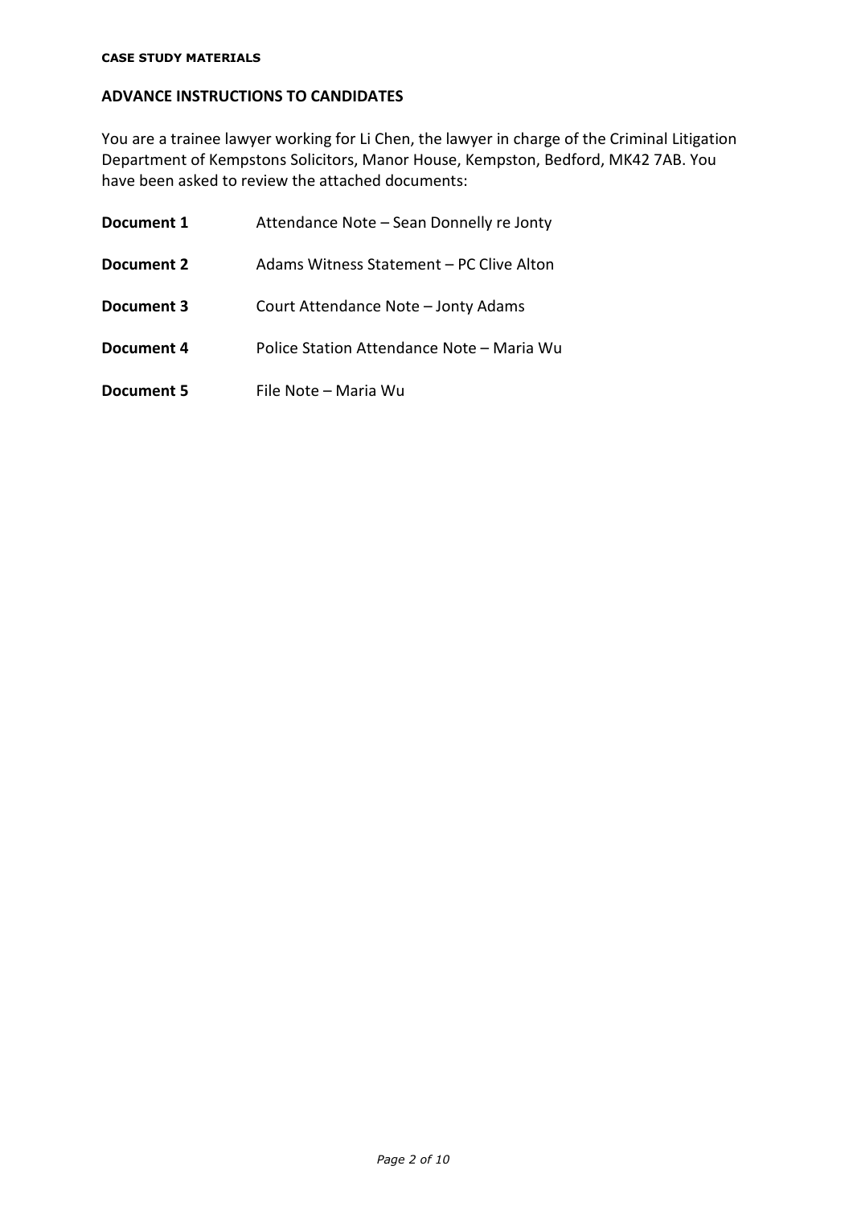**CASE STUDY MATERIALS**

## ADVANCE INSTRUCTIONS TO CANDIDATES

You are a trainee lawyer working for Li Chen, the lawyer in charge of the Criminal Litigation Department of Kempstons Solicitors, Manor House, Kempston, Bedford, MK42 7AB. You have been asked to review the attached documents:

| | |
|---|---|
| **Document 1** | Attendance Note – Sean Donnelly re Jonty |
| **Document 2** | Adams Witness Statement – PC Clive Alton |
| **Document 3** | Court Attendance Note – Jonty Adams |
| **Document 4** | Police Station Attendance Note – Maria Wu |
| **Document 5** | File Note – Maria Wu |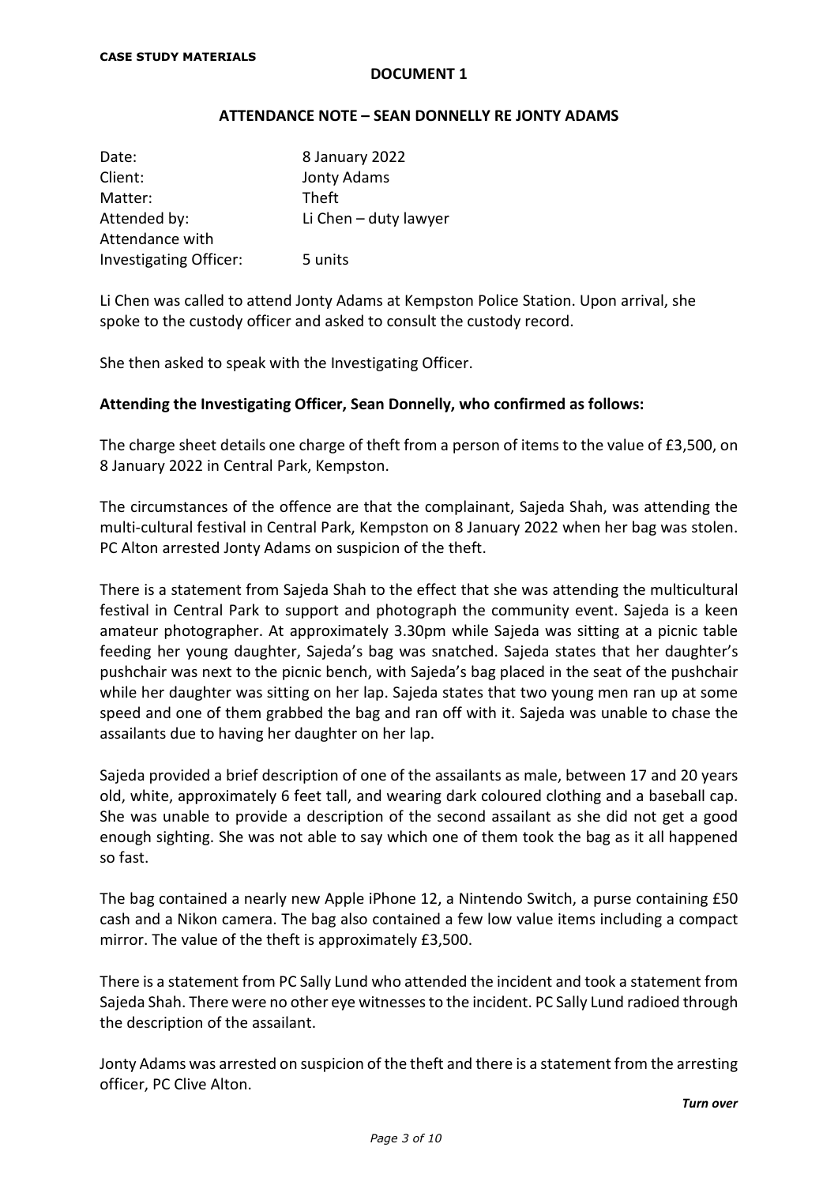**CASE STUDY MATERIALS**

**DOCUMENT 1**

**ATTENDANCE NOTE – SEAN DONNELLY RE JONTY ADAMS**

| | |
|---|---|
| Date: | 8 January 2022 |
| Client: | Jonty Adams |
| Matter: | Theft |
| Attended by: | Li Chen – duty lawyer |
| Attendance with Investigating Officer: | 5 units |

Li Chen was called to attend Jonty Adams at Kempston Police Station. Upon arrival, she spoke to the custody officer and asked to consult the custody record.

She then asked to speak with the Investigating Officer.

**Attending the Investigating Officer, Sean Donnelly, who confirmed as follows:**

The charge sheet details one charge of theft from a person of items to the value of £3,500, on 8 January 2022 in Central Park, Kempston.

The circumstances of the offence are that the complainant, Sajeda Shah, was attending the multi-cultural festival in Central Park, Kempston on 8 January 2022 when her bag was stolen. PC Alton arrested Jonty Adams on suspicion of the theft.

There is a statement from Sajeda Shah to the effect that she was attending the multicultural festival in Central Park to support and photograph the community event. Sajeda is a keen amateur photographer. At approximately 3.30pm while Sajeda was sitting at a picnic table feeding her young daughter, Sajeda's bag was snatched. Sajeda states that her daughter's pushchair was next to the picnic bench, with Sajeda's bag placed in the seat of the pushchair while her daughter was sitting on her lap. Sajeda states that two young men ran up at some speed and one of them grabbed the bag and ran off with it. Sajeda was unable to chase the assailants due to having her daughter on her lap.

Sajeda provided a brief description of one of the assailants as male, between 17 and 20 years old, white, approximately 6 feet tall, and wearing dark coloured clothing and a baseball cap. She was unable to provide a description of the second assailant as she did not get a good enough sighting. She was not able to say which one of them took the bag as it all happened so fast.

The bag contained a nearly new Apple iPhone 12, a Nintendo Switch, a purse containing £50 cash and a Nikon camera. The bag also contained a few low value items including a compact mirror. The value of the theft is approximately £3,500.

There is a statement from PC Sally Lund who attended the incident and took a statement from Sajeda Shah. There were no other eye witnesses to the incident. PC Sally Lund radioed through the description of the assailant.

Jonty Adams was arrested on suspicion of the theft and there is a statement from the arresting officer, PC Clive Alton.

*Turn over*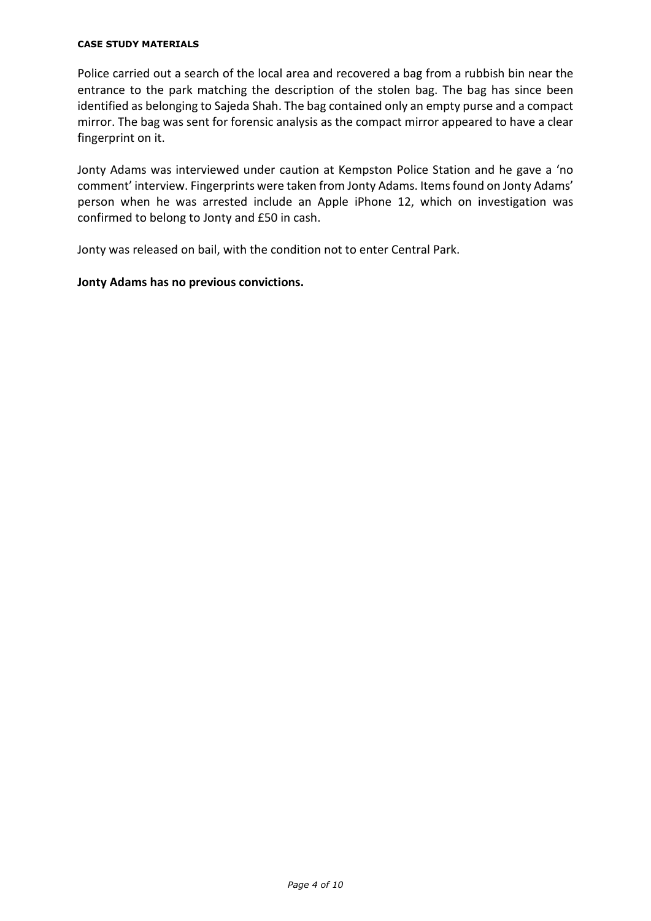Police carried out a search of the local area and recovered a bag from a rubbish bin near the entrance to the park matching the description of the stolen bag. The bag has since been identified as belonging to Sajeda Shah. The bag contained only an empty purse and a compact mirror. The bag was sent for forensic analysis as the compact mirror appeared to have a clear fingerprint on it.

Jonty Adams was interviewed under caution at Kempston Police Station and he gave a 'no comment' interview. Fingerprints were taken from Jonty Adams. Items found on Jonty Adams' person when he was arrested include an Apple iPhone 12, which on investigation was confirmed to belong to Jonty and £50 in cash.

Jonty was released on bail, with the condition not to enter Central Park.

**Jonty Adams has no previous convictions.**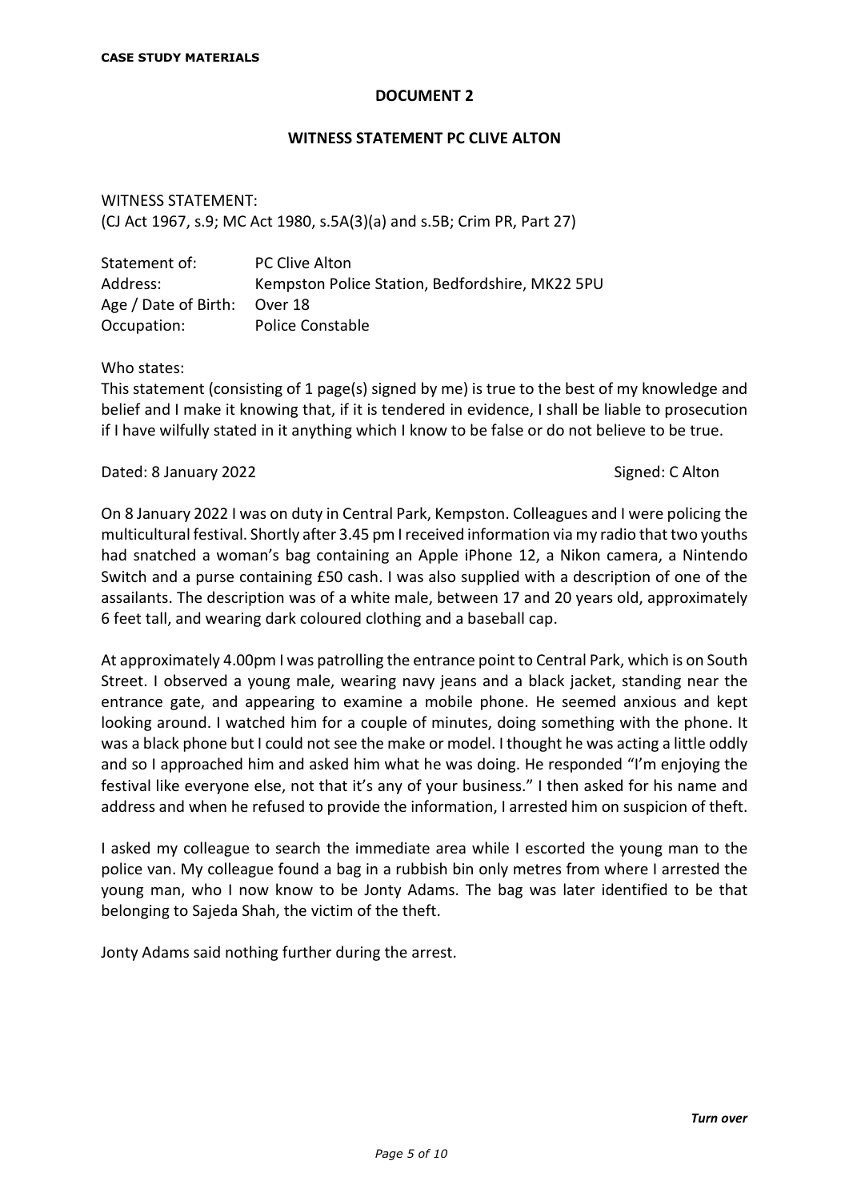**CASE STUDY MATERIALS**

## DOCUMENT 2

### WITNESS STATEMENT PC CLIVE ALTON

WITNESS STATEMENT:
(CJ Act 1967, s.9; MC Act 1980, s.5A(3)(a) and s.5B; Crim PR, Part 27)

| | |
|---|---|
| Statement of: | PC Clive Alton |
| Address: | Kempston Police Station, Bedfordshire, MK22 5PU |
| Age / Date of Birth: | Over 18 |
| Occupation: | Police Constable |

Who states:
This statement (consisting of 1 page(s) signed by me) is true to the best of my knowledge and belief and I make it knowing that, if it is tendered in evidence, I shall be liable to prosecution if I have wilfully stated in it anything which I know to be false or do not believe to be true.

Dated: 8 January 2022 Signed: C Alton

On 8 January 2022 I was on duty in Central Park, Kempston. Colleagues and I were policing the multicultural festival. Shortly after 3.45 pm I received information via my radio that two youths had snatched a woman's bag containing an Apple iPhone 12, a Nikon camera, a Nintendo Switch and a purse containing £50 cash. I was also supplied with a description of one of the assailants. The description was of a white male, between 17 and 20 years old, approximately 6 feet tall, and wearing dark coloured clothing and a baseball cap.

At approximately 4.00pm I was patrolling the entrance point to Central Park, which is on South Street. I observed a young male, wearing navy jeans and a black jacket, standing near the entrance gate, and appearing to examine a mobile phone. He seemed anxious and kept looking around. I watched him for a couple of minutes, doing something with the phone. It was a black phone but I could not see the make or model. I thought he was acting a little oddly and so I approached him and asked him what he was doing. He responded "I'm enjoying the festival like everyone else, not that it's any of your business." I then asked for his name and address and when he refused to provide the information, I arrested him on suspicion of theft.

I asked my colleague to search the immediate area while I escorted the young man to the police van. My colleague found a bag in a rubbish bin only metres from where I arrested the young man, who I now know to be Jonty Adams. The bag was later identified to be that belonging to Sajeda Shah, the victim of the theft.

Jonty Adams said nothing further during the arrest.

*Turn over*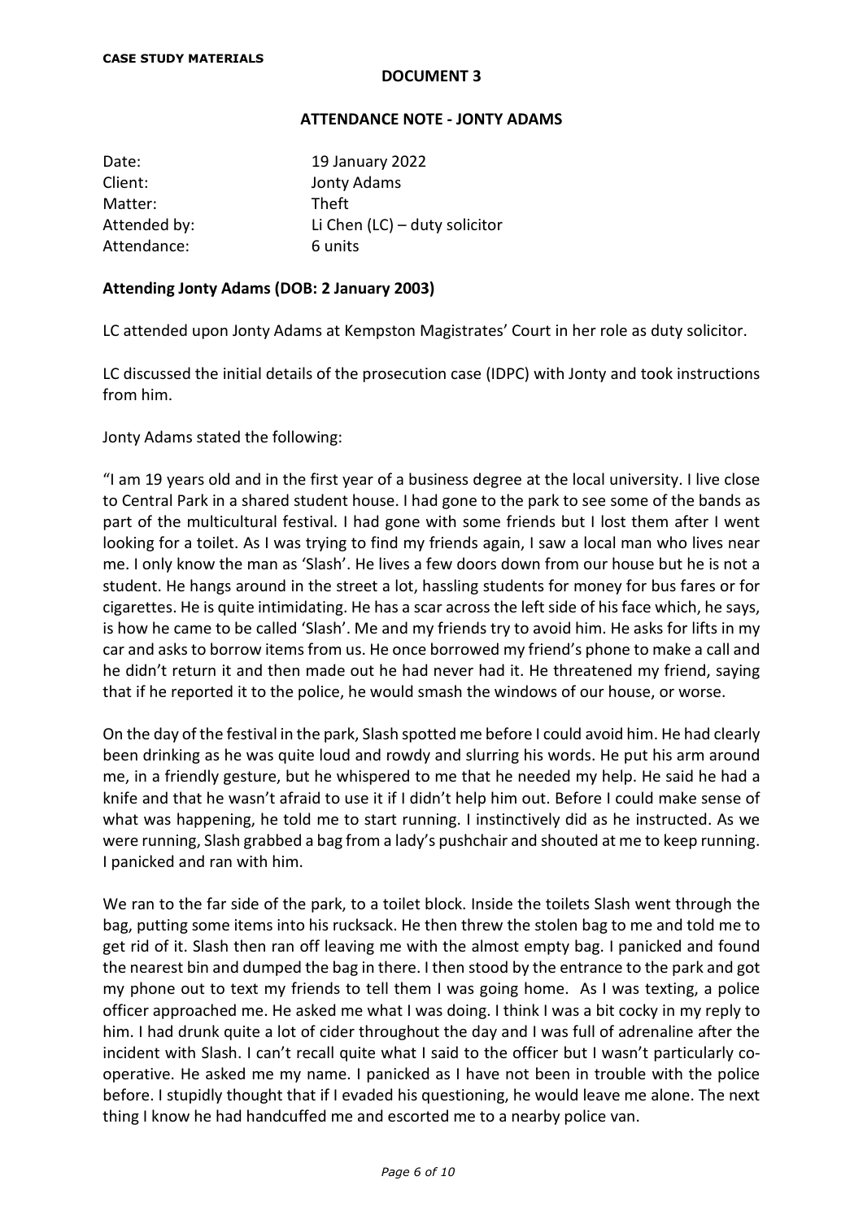**CASE STUDY MATERIALS**

**DOCUMENT 3**

**ATTENDANCE NOTE - JONTY ADAMS**

| | |
|---|---|
| Date: | 19 January 2022 |
| Client: | Jonty Adams |
| Matter: | Theft |
| Attended by: | Li Chen (LC) – duty solicitor |
| Attendance: | 6 units |

**Attending Jonty Adams (DOB: 2 January 2003)**

LC attended upon Jonty Adams at Kempston Magistrates' Court in her role as duty solicitor.

LC discussed the initial details of the prosecution case (IDPC) with Jonty and took instructions from him.

Jonty Adams stated the following:

"I am 19 years old and in the first year of a business degree at the local university. I live close to Central Park in a shared student house. I had gone to the park to see some of the bands as part of the multicultural festival. I had gone with some friends but I lost them after I went looking for a toilet. As I was trying to find my friends again, I saw a local man who lives near me. I only know the man as 'Slash'. He lives a few doors down from our house but he is not a student. He hangs around in the street a lot, hassling students for money for bus fares or for cigarettes. He is quite intimidating. He has a scar across the left side of his face which, he says, is how he came to be called 'Slash'. Me and my friends try to avoid him. He asks for lifts in my car and asks to borrow items from us. He once borrowed my friend's phone to make a call and he didn't return it and then made out he had never had it. He threatened my friend, saying that if he reported it to the police, he would smash the windows of our house, or worse.

On the day of the festival in the park, Slash spotted me before I could avoid him. He had clearly been drinking as he was quite loud and rowdy and slurring his words. He put his arm around me, in a friendly gesture, but he whispered to me that he needed my help. He said he had a knife and that he wasn't afraid to use it if I didn't help him out. Before I could make sense of what was happening, he told me to start running. I instinctively did as he instructed. As we were running, Slash grabbed a bag from a lady's pushchair and shouted at me to keep running. I panicked and ran with him.

We ran to the far side of the park, to a toilet block. Inside the toilets Slash went through the bag, putting some items into his rucksack. He then threw the stolen bag to me and told me to get rid of it. Slash then ran off leaving me with the almost empty bag. I panicked and found the nearest bin and dumped the bag in there. I then stood by the entrance to the park and got my phone out to text my friends to tell them I was going home. As I was texting, a police officer approached me. He asked me what I was doing. I think I was a bit cocky in my reply to him. I had drunk quite a lot of cider throughout the day and I was full of adrenaline after the incident with Slash. I can't recall quite what I said to the officer but I wasn't particularly co-operative. He asked me my name. I panicked as I have not been in trouble with the police before. I stupidly thought that if I evaded his questioning, he would leave me alone. The next thing I know he had handcuffed me and escorted me to a nearby police van.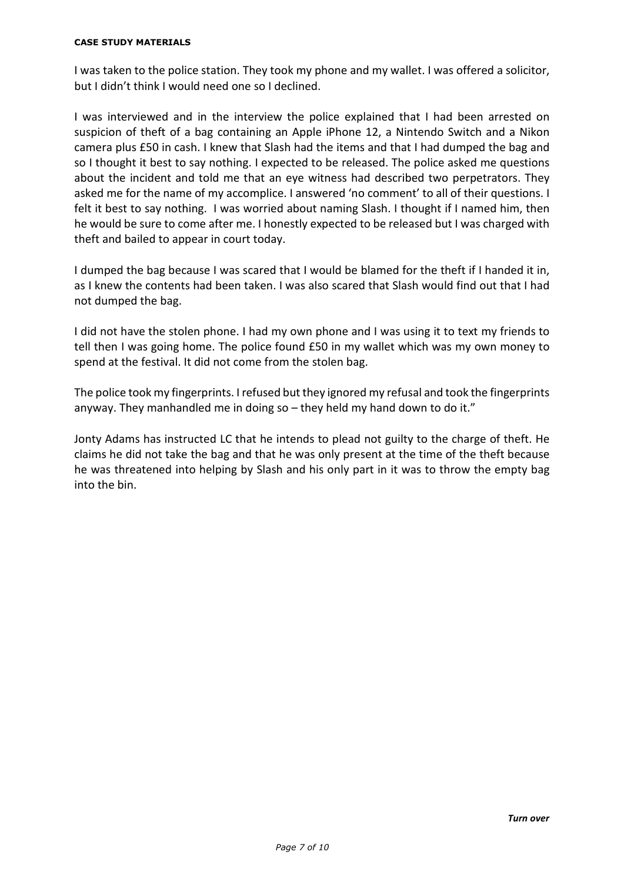I was taken to the police station. They took my phone and my wallet. I was offered a solicitor, but I didn't think I would need one so I declined.

I was interviewed and in the interview the police explained that I had been arrested on suspicion of theft of a bag containing an Apple iPhone 12, a Nintendo Switch and a Nikon camera plus £50 in cash. I knew that Slash had the items and that I had dumped the bag and so I thought it best to say nothing. I expected to be released. The police asked me questions about the incident and told me that an eye witness had described two perpetrators. They asked me for the name of my accomplice. I answered 'no comment' to all of their questions. I felt it best to say nothing. I was worried about naming Slash. I thought if I named him, then he would be sure to come after me. I honestly expected to be released but I was charged with theft and bailed to appear in court today.

I dumped the bag because I was scared that I would be blamed for the theft if I handed it in, as I knew the contents had been taken. I was also scared that Slash would find out that I had not dumped the bag.

I did not have the stolen phone. I had my own phone and I was using it to text my friends to tell then I was going home. The police found £50 in my wallet which was my own money to spend at the festival. It did not come from the stolen bag.

The police took my fingerprints. I refused but they ignored my refusal and took the fingerprints anyway. They manhandled me in doing so – they held my hand down to do it."

Jonty Adams has instructed LC that he intends to plead not guilty to the charge of theft. He claims he did not take the bag and that he was only present at the time of the theft because he was threatened into helping by Slash and his only part in it was to throw the empty bag into the bin.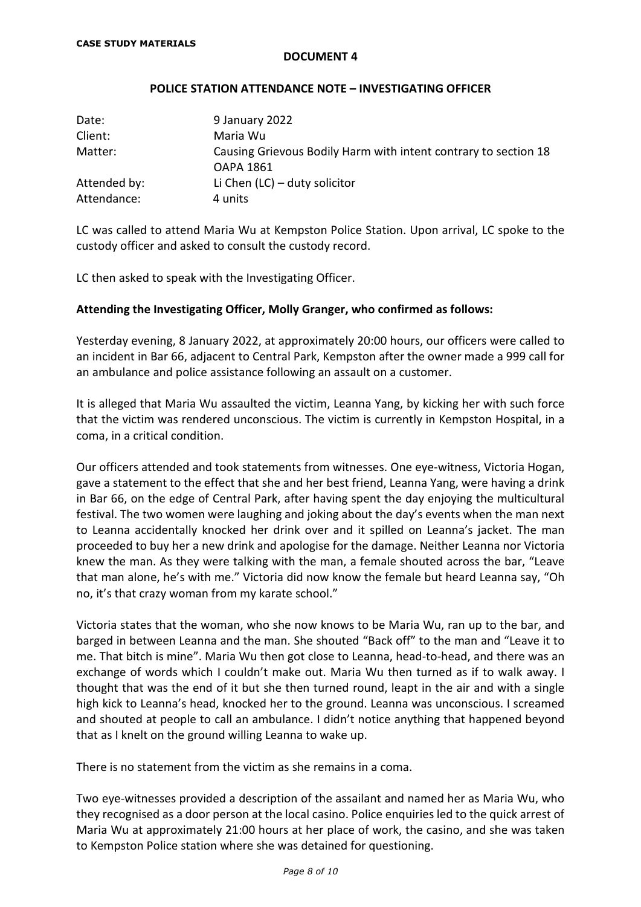**CASE STUDY MATERIALS**

**DOCUMENT 4**

**POLICE STATION ATTENDANCE NOTE – INVESTIGATING OFFICER**

| | |
|---|---|
| Date: | 9 January 2022 |
| Client: | Maria Wu |
| Matter: | Causing Grievous Bodily Harm with intent contrary to section 18 OAPA 1861 |
| Attended by: | Li Chen (LC) – duty solicitor |
| Attendance: | 4 units |

LC was called to attend Maria Wu at Kempston Police Station. Upon arrival, LC spoke to the custody officer and asked to consult the custody record.

LC then asked to speak with the Investigating Officer.

**Attending the Investigating Officer, Molly Granger, who confirmed as follows:**

Yesterday evening, 8 January 2022, at approximately 20:00 hours, our officers were called to an incident in Bar 66, adjacent to Central Park, Kempston after the owner made a 999 call for an ambulance and police assistance following an assault on a customer.

It is alleged that Maria Wu assaulted the victim, Leanna Yang, by kicking her with such force that the victim was rendered unconscious. The victim is currently in Kempston Hospital, in a coma, in a critical condition.

Our officers attended and took statements from witnesses. One eye-witness, Victoria Hogan, gave a statement to the effect that she and her best friend, Leanna Yang, were having a drink in Bar 66, on the edge of Central Park, after having spent the day enjoying the multicultural festival. The two women were laughing and joking about the day's events when the man next to Leanna accidentally knocked her drink over and it spilled on Leanna's jacket. The man proceeded to buy her a new drink and apologise for the damage. Neither Leanna nor Victoria knew the man. As they were talking with the man, a female shouted across the bar, "Leave that man alone, he's with me." Victoria did now know the female but heard Leanna say, "Oh no, it's that crazy woman from my karate school."

Victoria states that the woman, who she now knows to be Maria Wu, ran up to the bar, and barged in between Leanna and the man. She shouted "Back off" to the man and "Leave it to me. That bitch is mine". Maria Wu then got close to Leanna, head-to-head, and there was an exchange of words which I couldn't make out. Maria Wu then turned as if to walk away. I thought that was the end of it but she then turned round, leapt in the air and with a single high kick to Leanna's head, knocked her to the ground. Leanna was unconscious. I screamed and shouted at people to call an ambulance. I didn't notice anything that happened beyond that as I knelt on the ground willing Leanna to wake up.

There is no statement from the victim as she remains in a coma.

Two eye-witnesses provided a description of the assailant and named her as Maria Wu, who they recognised as a door person at the local casino. Police enquiries led to the quick arrest of Maria Wu at approximately 21:00 hours at her place of work, the casino, and she was taken to Kempston Police station where she was detained for questioning.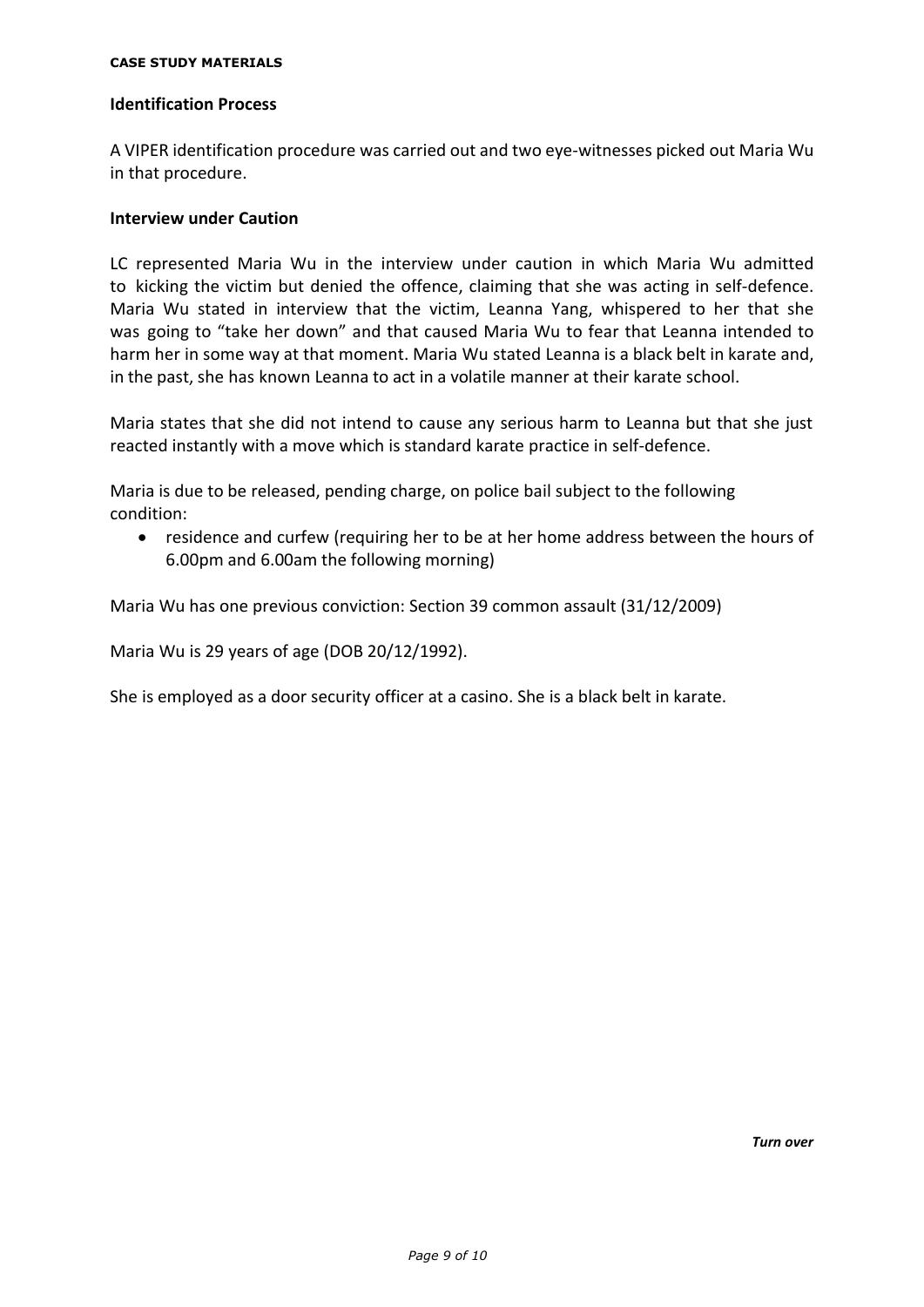## Identification Process

A VIPER identification procedure was carried out and two eye-witnesses picked out Maria Wu in that procedure.

## Interview under Caution

LC represented Maria Wu in the interview under caution in which Maria Wu admitted to kicking the victim but denied the offence, claiming that she was acting in self-defence. Maria Wu stated in interview that the victim, Leanna Yang, whispered to her that she was going to "take her down" and that caused Maria Wu to fear that Leanna intended to harm her in some way at that moment. Maria Wu stated Leanna is a black belt in karate and, in the past, she has known Leanna to act in a volatile manner at their karate school.

Maria states that she did not intend to cause any serious harm to Leanna but that she just reacted instantly with a move which is standard karate practice in self-defence.

Maria is due to be released, pending charge, on police bail subject to the following condition:

- residence and curfew (requiring her to be at her home address between the hours of 6.00pm and 6.00am the following morning)

Maria Wu has one previous conviction: Section 39 common assault (31/12/2009)

Maria Wu is 29 years of age (DOB 20/12/1992).

She is employed as a door security officer at a casino. She is a black belt in karate.

***Turn over***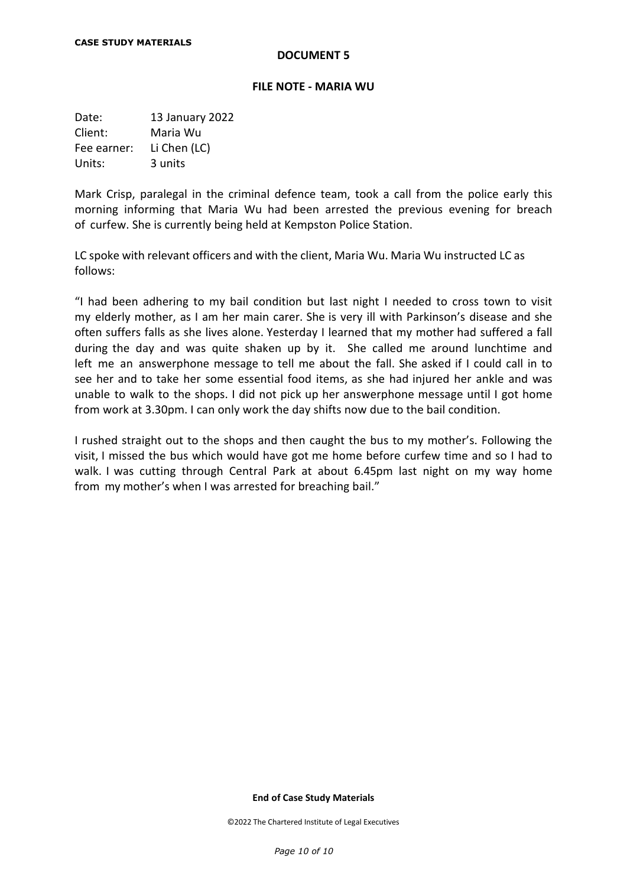**CASE STUDY MATERIALS**

## DOCUMENT 5

### FILE NOTE - MARIA WU

| | |
|---|---|
| Date: | 13 January 2022 |
| Client: | Maria Wu |
| Fee earner: | Li Chen (LC) |
| Units: | 3 units |

Mark Crisp, paralegal in the criminal defence team, took a call from the police early this morning informing that Maria Wu had been arrested the previous evening for breach of curfew. She is currently being held at Kempston Police Station.

LC spoke with relevant officers and with the client, Maria Wu. Maria Wu instructed LC as follows:

"I had been adhering to my bail condition but last night I needed to cross town to visit my elderly mother, as I am her main carer. She is very ill with Parkinson's disease and she often suffers falls as she lives alone. Yesterday I learned that my mother had suffered a fall during the day and was quite shaken up by it. She called me around lunchtime and left me an answerphone message to tell me about the fall. She asked if I could call in to see her and to take her some essential food items, as she had injured her ankle and was unable to walk to the shops. I did not pick up her answerphone message until I got home from work at 3.30pm. I can only work the day shifts now due to the bail condition.

I rushed straight out to the shops and then caught the bus to my mother's. Following the visit, I missed the bus which would have got me home before curfew time and so I had to walk. I was cutting through Central Park at about 6.45pm last night on my way home from my mother's when I was arrested for breaching bail."

**End of Case Study Materials**

©2022 The Chartered Institute of Legal Executives